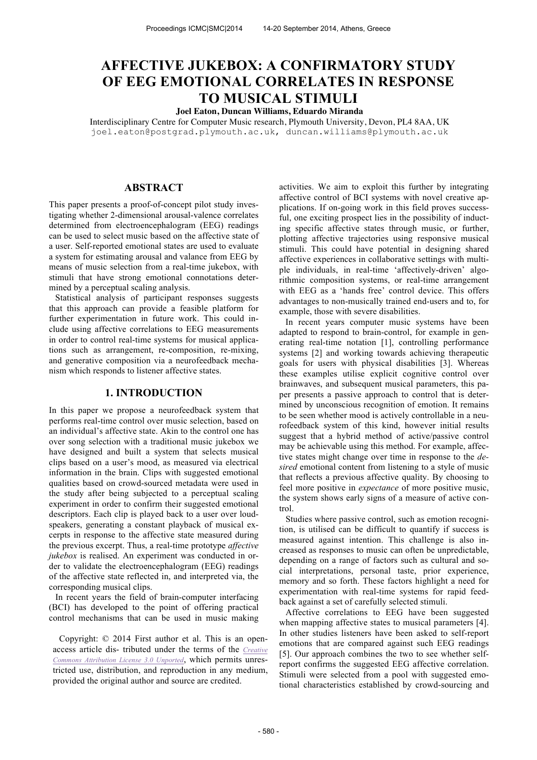# AFFECTIVE JUKEBOX: A CONFIRMATORY STUDY OF EEG EMOTIONAL CORRELATES IN RESPONSE TO MUSICAL STIMULI

**Joel Eaton, Duncan Williams, Eduardo Miranda**

Interdisciplinary Centre for Computer Music research, Plymouth University, Devon, PL4 8AA, UK
joel.eaton@postgrad.plymouth.ac.uk, duncan.williams@plymouth.ac.uk

## ABSTRACT

This paper presents a proof-of-concept pilot study investigating whether 2-dimensional arousal-valence correlates determined from electroencephalogram (EEG) readings can be used to select music based on the affective state of a user. Self-reported emotional states are used to evaluate a system for estimating arousal and valance from EEG by means of music selection from a real-time jukebox, with stimuli that have strong emotional connotations determined by a perceptual scaling analysis.

Statistical analysis of participant responses suggests that this approach can provide a feasible platform for further experimentation in future work. This could include using affective correlations to EEG measurements in order to control real-time systems for musical applications such as arrangement, re-composition, re-mixing, and generative composition via a neurofeedback mechanism which responds to listener affective states.

## 1. INTRODUCTION

In this paper we propose a neurofeedback system that performs real-time control over music selection, based on an individual's affective state. Akin to the control one has over song selection with a traditional music jukebox we have designed and built a system that selects musical clips based on a user's mood, as measured via electrical information in the brain. Clips with suggested emotional qualities based on crowd-sourced metadata were used in the study after being subjected to a perceptual scaling experiment in order to confirm their suggested emotional descriptors. Each clip is played back to a user over loudspeakers, generating a constant playback of musical excerpts in response to the affective state measured during the previous excerpt. Thus, a real-time prototype *affective jukebox* is realised. An experiment was conducted in order to validate the electroencephalogram (EEG) readings of the affective state reflected in, and interpreted via, the corresponding musical clips.

In recent years the field of brain-computer interfacing (BCI) has developed to the point of offering practical control mechanisms that can be used in music making activities. We aim to exploit this further by integrating affective control of BCI systems with novel creative applications. If on-going work in this field proves successful, one exciting prospect lies in the possibility of inducting specific affective states through music, or further, plotting affective trajectories using responsive musical stimuli. This could have potential in designing shared affective experiences in collaborative settings with multiple individuals, in real-time 'affectively-driven' algorithmic composition systems, or real-time arrangement with EEG as a 'hands free' control device. This offers advantages to non-musically trained end-users and to, for example, those with severe disabilities.

In recent years computer music systems have been adapted to respond to brain-control, for example in generating real-time notation [1], controlling performance systems [2] and working towards achieving therapeutic goals for users with physical disabilities [3]. Whereas these examples utilise explicit cognitive control over brainwaves, and subsequent musical parameters, this paper presents a passive approach to control that is determined by unconscious recognition of emotion. It remains to be seen whether mood is actively controllable in a neurofeedback system of this kind, however initial results suggest that a hybrid method of active/passive control may be achievable using this method. For example, affective states might change over time in response to the *desired* emotional content from listening to a style of music that reflects a previous affective quality. By choosing to feel more positive in *expectance* of more positive music, the system shows early signs of a measure of active control.

Studies where passive control, such as emotion recognition, is utilised can be difficult to quantify if success is measured against intention. This challenge is also increased as responses to music can often be unpredictable, depending on a range of factors such as cultural and social interpretations, personal taste, prior experience, memory and so forth. These factors highlight a need for experimentation with real-time systems for rapid feedback against a set of carefully selected stimuli.

Affective correlations to EEG have been suggested when mapping affective states to musical parameters [4]. In other studies listeners have been asked to self-report emotions that are compared against such EEG readings [5]. Our approach combines the two to see whether self-report confirms the suggested EEG affective correlation. Stimuli were selected from a pool with suggested emotional characteristics established by crowd-sourcing and

Copyright: © 2014 First author et al. This is an open-access article dis- tributed under the terms of the *Creative Commons Attribution License 3.0 Unported*, which permits unrestricted use, distribution, and reproduction in any medium, provided the original author and source are credited.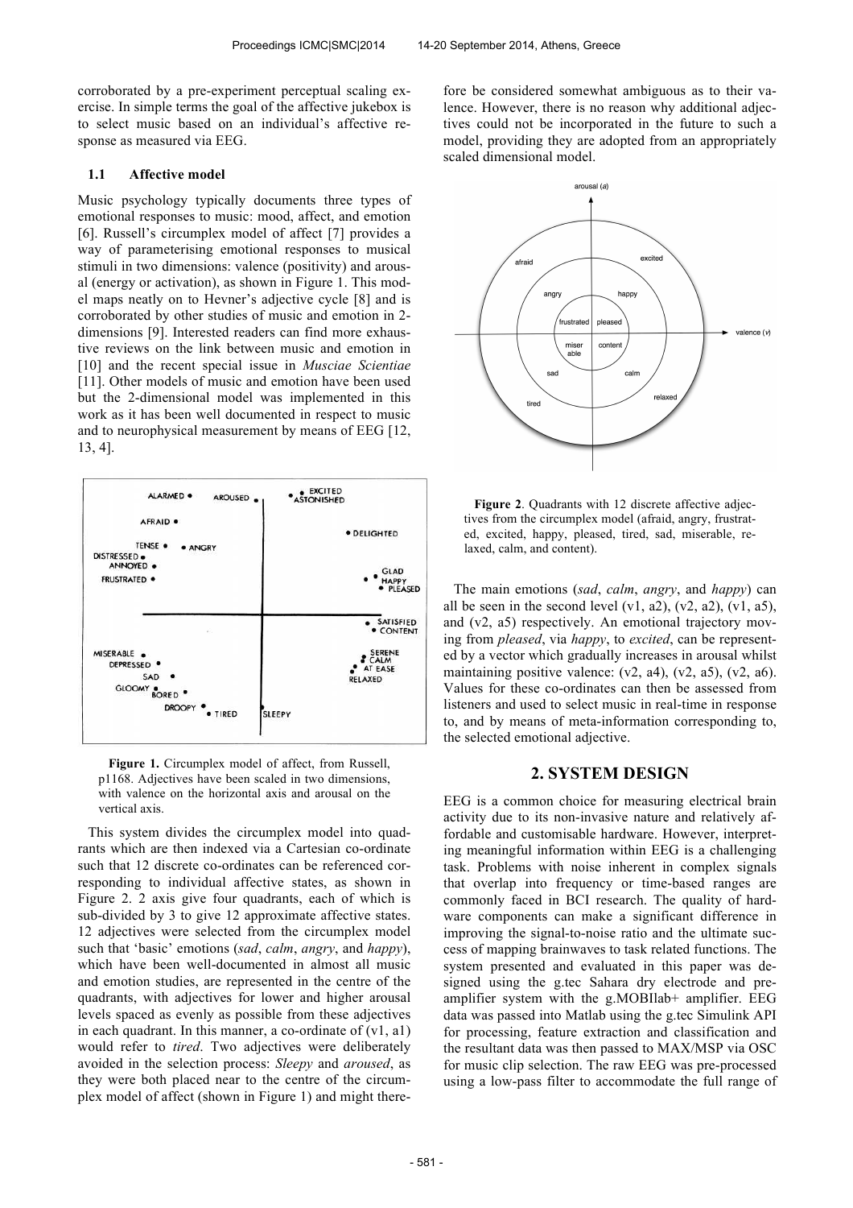corroborated by a pre-experiment perceptual scaling exercise. In simple terms the goal of the affective jukebox is to select music based on an individual's affective response as measured via EEG.

### 1.1 Affective model

Music psychology typically documents three types of emotional responses to music: mood, affect, and emotion [6]. Russell's circumplex model of affect [7] provides a way of parameterising emotional responses to musical stimuli in two dimensions: valence (positivity) and arousal (energy or activation), as shown in Figure 1. This model maps neatly on to Hevner's adjective cycle [8] and is corroborated by other studies of music and emotion in 2-dimensions [9]. Interested readers can find more exhaustive reviews on the link between music and emotion in [10] and the recent special issue in *Musciae Scientiae* [11]. Other models of music and emotion have been used but the 2-dimensional model was implemented in this work as it has been well documented in respect to music and to neurophysical measurement by means of EEG [12, 13, 4].

**Figure 1.** Circumplex model of affect, from Russell, p1168. Adjectives have been scaled in two dimensions, with valence on the horizontal axis and arousal on the vertical axis.

This system divides the circumplex model into quadrants which are then indexed via a Cartesian co-ordinate such that 12 discrete co-ordinates can be referenced corresponding to individual affective states, as shown in Figure 2. 2 axis give four quadrants, each of which is sub-divided by 3 to give 12 approximate affective states. 12 adjectives were selected from the circumplex model such that 'basic' emotions (*sad*, *calm*, *angry*, and *happy*), which have been well-documented in almost all music and emotion studies, are represented in the centre of the quadrants, with adjectives for lower and higher arousal levels spaced as evenly as possible from these adjectives in each quadrant. In this manner, a co-ordinate of (v1, a1) would refer to *tired*. Two adjectives were deliberately avoided in the selection process: *Sleepy* and *aroused*, as they were both placed near to the centre of the circumplex model of affect (shown in Figure 1) and might therefore be considered somewhat ambiguous as to their valence. However, there is no reason why additional adjectives could not be incorporated in the future to such a model, providing they are adopted from an appropriately scaled dimensional model.

**Figure 2**. Quadrants with 12 discrete affective adjectives from the circumplex model (afraid, angry, frustrated, excited, happy, pleased, tired, sad, miserable, relaxed, calm, and content).

The main emotions (*sad*, *calm*, *angry*, and *happy*) can all be seen in the second level (v1, a2), (v2, a2), (v1, a5), and (v2, a5) respectively. An emotional trajectory moving from *pleased*, via *happy*, to *excited*, can be represented by a vector which gradually increases in arousal whilst maintaining positive valence: (v2, a4), (v2, a5), (v2, a6). Values for these co-ordinates can then be assessed from listeners and used to select music in real-time in response to, and by means of meta-information corresponding to, the selected emotional adjective.

## 2. SYSTEM DESIGN

EEG is a common choice for measuring electrical brain activity due to its non-invasive nature and relatively affordable and customisable hardware. However, interpreting meaningful information within EEG is a challenging task. Problems with noise inherent in complex signals that overlap into frequency or time-based ranges are commonly faced in BCI research. The quality of hardware components can make a significant difference in improving the signal-to-noise ratio and the ultimate success of mapping brainwaves to task related functions. The system presented and evaluated in this paper was designed using the g.tec Sahara dry electrode and pre-amplifier system with the g.MOBIlab+ amplifier. EEG data was passed into Matlab using the g.tec Simulink API for processing, feature extraction and classification and the resultant data was then passed to MAX/MSP via OSC for music clip selection. The raw EEG was pre-processed using a low-pass filter to accommodate the full range of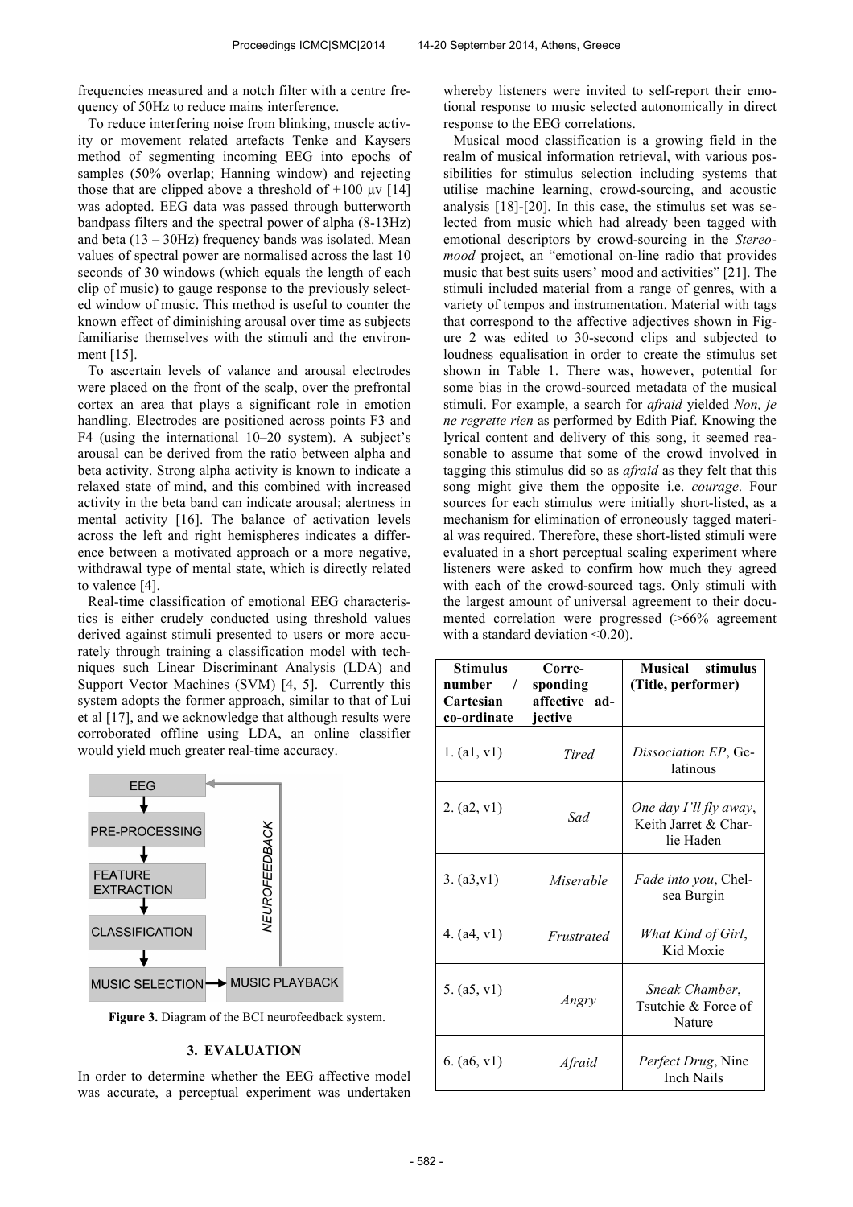frequencies measured and a notch filter with a centre frequency of 50Hz to reduce mains interference.

To reduce interfering noise from blinking, muscle activity or movement related artefacts Tenke and Kaysers method of segmenting incoming EEG into epochs of samples (50% overlap; Hanning window) and rejecting those that are clipped above a threshold of +100 μv [14] was adopted. EEG data was passed through butterworth bandpass filters and the spectral power of alpha (8-13Hz) and beta (13 – 30Hz) frequency bands was isolated. Mean values of spectral power are normalised across the last 10 seconds of 30 windows (which equals the length of each clip of music) to gauge response to the previously selected window of music. This method is useful to counter the known effect of diminishing arousal over time as subjects familiarise themselves with the stimuli and the environment [15].

To ascertain levels of valance and arousal electrodes were placed on the front of the scalp, over the prefrontal cortex an area that plays a significant role in emotion handling. Electrodes are positioned across points F3 and F4 (using the international 10–20 system). A subject's arousal can be derived from the ratio between alpha and beta activity. Strong alpha activity is known to indicate a relaxed state of mind, and this combined with increased activity in the beta band can indicate arousal; alertness in mental activity [16]. The balance of activation levels across the left and right hemispheres indicates a difference between a motivated approach or a more negative, withdrawal type of mental state, which is directly related to valence [4].

Real-time classification of emotional EEG characteristics is either crudely conducted using threshold values derived against stimuli presented to users or more accurately through training a classification model with techniques such Linear Discriminant Analysis (LDA) and Support Vector Machines (SVM) [4, 5]. Currently this system adopts the former approach, similar to that of Lui et al [17], and we acknowledge that although results were corroborated offline using LDA, an online classifier would yield much greater real-time accuracy.

EEG → PRE-PROCESSING → FEATURE EXTRACTION → CLASSIFICATION → MUSIC SELECTION → MUSIC PLAYBACK → NEUROFEEDBACK → EEG

**Figure 3.** Diagram of the BCI neurofeedback system.

## 3. EVALUATION

In order to determine whether the EEG affective model was accurate, a perceptual experiment was undertaken whereby listeners were invited to self-report their emotional response to music selected autonomically in direct response to the EEG correlations.

Musical mood classification is a growing field in the realm of musical information retrieval, with various possibilities for stimulus selection including systems that utilise machine learning, crowd-sourcing, and acoustic analysis [18]-[20]. In this case, the stimulus set was selected from music which had already been tagged with emotional descriptors by crowd-sourcing in the *Stereomood* project, an "emotional on-line radio that provides music that best suits users' mood and activities" [21]. The stimuli included material from a range of genres, with a variety of tempos and instrumentation. Material with tags that correspond to the affective adjectives shown in Figure 2 was edited to 30-second clips and subjected to loudness equalisation in order to create the stimulus set shown in Table 1. There was, however, potential for some bias in the crowd-sourced metadata of the musical stimuli. For example, a search for *afraid* yielded *Non, je ne regrette rien* as performed by Edith Piaf. Knowing the lyrical content and delivery of this song, it seemed reasonable to assume that some of the crowd involved in tagging this stimulus did so as *afraid* as they felt that this song might give them the opposite i.e. *courage*. Four sources for each stimulus were initially short-listed, as a mechanism for elimination of erroneously tagged material was required. Therefore, these short-listed stimuli were evaluated in a short perceptual scaling experiment where listeners were asked to confirm how much they agreed with each of the crowd-sourced tags. Only stimuli with the largest amount of universal agreement to their documented correlation were progressed (>66% agreement with a standard deviation <0.20).

| Stimulus number / Cartesian co-ordinate | Corresponding affective adjective | Musical stimulus (Title, performer) |
|---|---|---|
| 1. (a1, v1) | *Tired* | *Dissociation EP*, Gelatinous |
| 2. (a2, v1) | *Sad* | *One day I'll fly away*, Keith Jarret & Charlie Haden |
| 3. (a3,v1) | *Miserable* | *Fade into you*, Chelsea Burgin |
| 4. (a4, v1) | *Frustrated* | *What Kind of Girl*, Kid Moxie |
| 5. (a5, v1) | *Angry* | *Sneak Chamber*, Tsutchie & Force of Nature |
| 6. (a6, v1) | *Afraid* | *Perfect Drug*, Nine Inch Nails |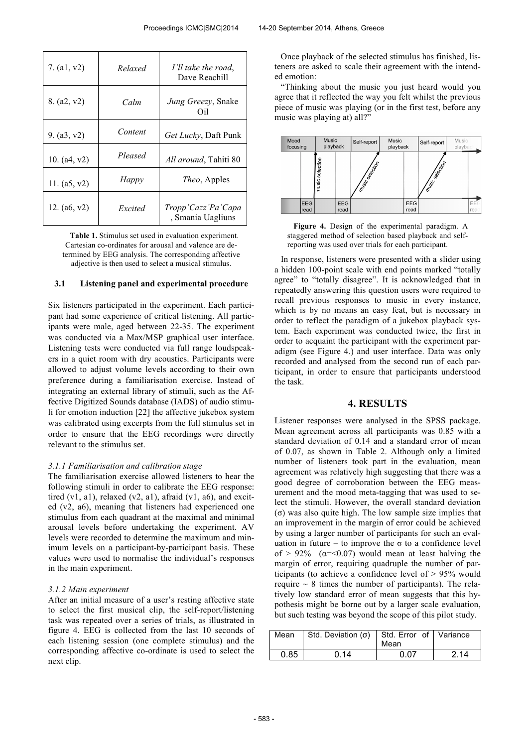| | | |
|---|---|---|
| 7. (a1, v2) | *Relaxed* | *I'll take the road*, Dave Reachill |
| 8. (a2, v2) | *Calm* | *Jung Greezy*, Snake Oil |
| 9. (a3, v2) | *Content* | *Get Lucky*, Daft Punk |
| 10. (a4, v2) | *Pleased* | *All around*, Tahiti 80 |
| 11. (a5, v2) | *Happy* | *Theo*, Apples |
| 12. (a6, v2) | *Excited* | *Tropp'Cazz'Pa'Capa*, Smania Uagliuns |

**Table 1.** Stimulus set used in evaluation experiment. Cartesian co-ordinates for arousal and valence are determined by EEG analysis. The corresponding affective adjective is then used to select a musical stimulus.

### 3.1 Listening panel and experimental procedure

Six listeners participated in the experiment. Each participant had some experience of critical listening. All participants were male, aged between 22-35. The experiment was conducted via a Max/MSP graphical user interface. Listening tests were conducted via full range loudspeakers in a quiet room with dry acoustics. Participants were allowed to adjust volume levels according to their own preference during a familiarisation exercise. Instead of integrating an external library of stimuli, such as the Affective Digitized Sounds database (IADS) of audio stimuli for emotion induction [22] the affective jukebox system was calibrated using excerpts from the full stimulus set in order to ensure that the EEG recordings were directly relevant to the stimulus set.

#### *3.1.1 Familiarisation and calibration stage*

The familiarisation exercise allowed listeners to hear the following stimuli in order to calibrate the EEG response: tired (v1, a1), relaxed (v2, a1), afraid (v1, a6), and excited (v2, a6), meaning that listeners had experienced one stimulus from each quadrant at the maximal and minimal arousal levels before undertaking the experiment. AV levels were recorded to determine the maximum and minimum levels on a participant-by-participant basis. These values were used to normalise the individual's responses in the main experiment.

#### *3.1.2 Main experiment*

After an initial measure of a user's resting affective state to select the first musical clip, the self-report/listening task was repeated over a series of trials, as illustrated in figure 4. EEG is collected from the last 10 seconds of each listening session (one complete stimulus) and the corresponding affective co-ordinate is used to select the next clip.

Once playback of the selected stimulus has finished, listeners are asked to scale their agreement with the intended emotion:

"Thinking about the music you just heard would you agree that it reflected the way you felt whilst the previous piece of music was playing (or in the first test, before any music was playing at) all?"

**Figure 4.** Design of the experimental paradigm. A staggered method of selection based playback and self-reporting was used over trials for each participant.

In response, listeners were presented with a slider using a hidden 100-point scale with end points marked "totally agree" to "totally disagree". It is acknowledged that in repeatedly answering this question users were required to recall previous responses to music in every instance, which is by no means an easy feat, but is necessary in order to reflect the paradigm of a jukebox playback system. Each experiment was conducted twice, the first in order to acquaint the participant with the experiment paradigm (see Figure 4.) and user interface. Data was only recorded and analysed from the second run of each participant, in order to ensure that participants understood the task.

## 4. RESULTS

Listener responses were analysed in the SPSS package. Mean agreement across all participants was 0.85 with a standard deviation of 0.14 and a standard error of mean of 0.07, as shown in Table 2. Although only a limited number of listeners took part in the evaluation, mean agreement was relatively high suggesting that there was a good degree of corroboration between the EEG measurement and the mood meta-tagging that was used to select the stimuli. However, the overall standard deviation ($\sigma$) was also quite high. The low sample size implies that an improvement in the margin of error could be achieved by using a larger number of participants for such an evaluation in future – to improve the $\sigma$ to a confidence level of > 92% ($\alpha$=<0.07) would mean at least halving the margin of error, requiring quadruple the number of participants (to achieve a confidence level of > 95% would require ~ 8 times the number of participants). The relatively low standard error of mean suggests that this hypothesis might be borne out by a larger scale evaluation, but such testing was beyond the scope of this pilot study.

| Mean | Std. Deviation ($\sigma$) | Std. Error of Mean | Variance |
|---|---|---|---|
| 0.85 | 0.14 | 0.07 | 2.14 |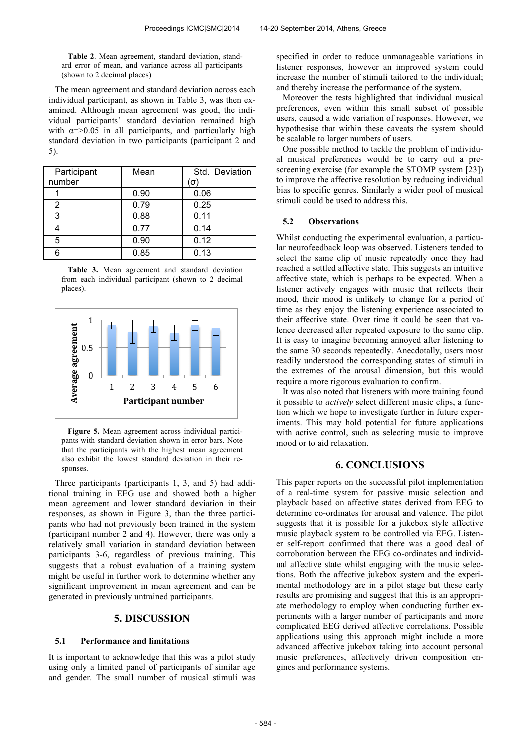**Table 2**. Mean agreement, standard deviation, standard error of mean, and variance across all participants (shown to 2 decimal places)

The mean agreement and standard deviation across each individual participant, as shown in Table 3, was then examined. Although mean agreement was good, the individual participants' standard deviation remained high with $\alpha=>0.05$ in all participants, and particularly high standard deviation in two participants (participant 2 and 5).

| Participant number | Mean | Std. Deviation (σ) |
|---|---|---|
| 1 | 0.90 | 0.06 |
| 2 | 0.79 | 0.25 |
| 3 | 0.88 | 0.11 |
| 4 | 0.77 | 0.14 |
| 5 | 0.90 | 0.12 |
| 6 | 0.85 | 0.13 |

**Table 3.** Mean agreement and standard deviation from each individual participant (shown to 2 decimal places).

**Figure 5.** Mean agreement across individual participants with standard deviation shown in error bars. Note that the participants with the highest mean agreement also exhibit the lowest standard deviation in their responses.

Three participants (participants 1, 3, and 5) had additional training in EEG use and showed both a higher mean agreement and lower standard deviation in their responses, as shown in Figure 3, than the three participants who had not previously been trained in the system (participant number 2 and 4). However, there was only a relatively small variation in standard deviation between participants 3-6, regardless of previous training. This suggests that a robust evaluation of a training system might be useful in further work to determine whether any significant improvement in mean agreement and can be generated in previously untrained participants.

## 5. DISCUSSION

### 5.1 Performance and limitations

It is important to acknowledge that this was a pilot study using only a limited panel of participants of similar age and gender. The small number of musical stimuli was specified in order to reduce unmanageable variations in listener responses, however an improved system could increase the number of stimuli tailored to the individual; and thereby increase the performance of the system.

Moreover the tests highlighted that individual musical preferences, even within this small subset of possible users, caused a wide variation of responses. However, we hypothesise that within these caveats the system should be scalable to larger numbers of users.

One possible method to tackle the problem of individual musical preferences would be to carry out a pre-screening exercise (for example the STOMP system [23]) to improve the affective resolution by reducing individual bias to specific genres. Similarly a wider pool of musical stimuli could be used to address this.

### 5.2 Observations

Whilst conducting the experimental evaluation, a particular neurofeedback loop was observed. Listeners tended to select the same clip of music repeatedly once they had reached a settled affective state. This suggests an intuitive affective state, which is perhaps to be expected. When a listener actively engages with music that reflects their mood, their mood is unlikely to change for a period of time as they enjoy the listening experience associated to their affective state. Over time it could be seen that valence decreased after repeated exposure to the same clip. It is easy to imagine becoming annoyed after listening to the same 30 seconds repeatedly. Anecdotally, users most readily understood the corresponding states of stimuli in the extremes of the arousal dimension, but this would require a more rigorous evaluation to confirm.

It was also noted that listeners with more training found it possible to *actively* select different music clips, a function which we hope to investigate further in future experiments. This may hold potential for future applications with active control, such as selecting music to improve mood or to aid relaxation.

## 6. CONCLUSIONS

This paper reports on the successful pilot implementation of a real-time system for passive music selection and playback based on affective states derived from EEG to determine co-ordinates for arousal and valence. The pilot suggests that it is possible for a jukebox style affective music playback system to be controlled via EEG. Listener self-report confirmed that there was a good deal of corroboration between the EEG co-ordinates and individual affective state whilst engaging with the music selections. Both the affective jukebox system and the experimental methodology are in a pilot stage but these early results are promising and suggest that this is an appropriate methodology to employ when conducting further experiments with a larger number of participants and more complicated EEG derived affective correlations. Possible applications using this approach might include a more advanced affective jukebox taking into account personal music preferences, affectively driven composition engines and performance systems.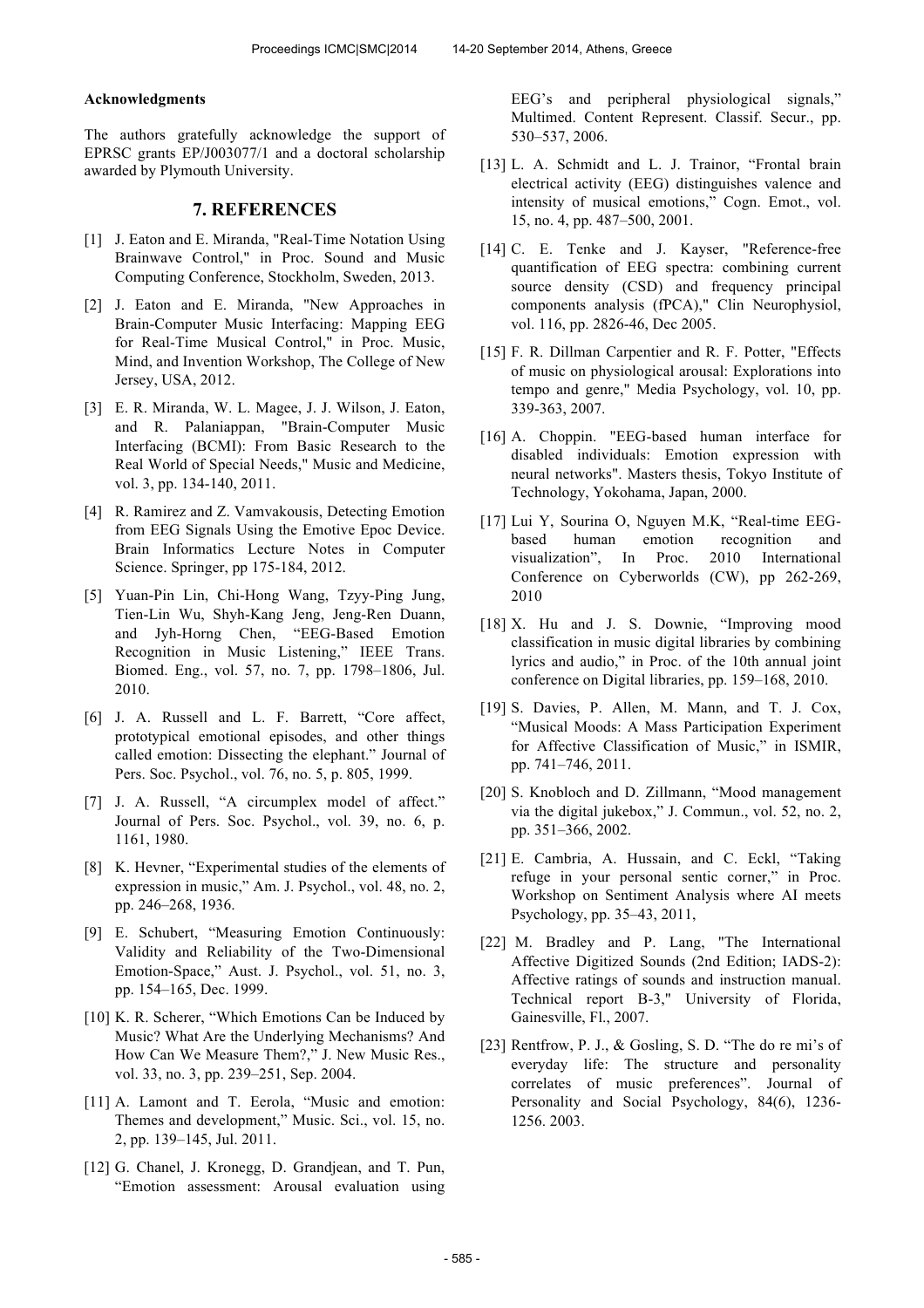**Acknowledgments**

The authors gratefully acknowledge the support of EPRSC grants EP/J003077/1 and a doctoral scholarship awarded by Plymouth University.

## 7. REFERENCES

[1] J. Eaton and E. Miranda, "Real-Time Notation Using Brainwave Control," in Proc. Sound and Music Computing Conference, Stockholm, Sweden, 2013.

[2] J. Eaton and E. Miranda, "New Approaches in Brain-Computer Music Interfacing: Mapping EEG for Real-Time Musical Control," in Proc. Music, Mind, and Invention Workshop, The College of New Jersey, USA, 2012.

[3] E. R. Miranda, W. L. Magee, J. J. Wilson, J. Eaton, and R. Palaniappan, "Brain-Computer Music Interfacing (BCMI): From Basic Research to the Real World of Special Needs," Music and Medicine, vol. 3, pp. 134-140, 2011.

[4] R. Ramirez and Z. Vamvakousis, Detecting Emotion from EEG Signals Using the Emotive Epoc Device. Brain Informatics Lecture Notes in Computer Science. Springer, pp 175-184, 2012.

[5] Yuan-Pin Lin, Chi-Hong Wang, Tzyy-Ping Jung, Tien-Lin Wu, Shyh-Kang Jeng, Jeng-Ren Duann, and Jyh-Horng Chen, "EEG-Based Emotion Recognition in Music Listening," IEEE Trans. Biomed. Eng., vol. 57, no. 7, pp. 1798–1806, Jul. 2010.

[6] J. A. Russell and L. F. Barrett, "Core affect, prototypical emotional episodes, and other things called emotion: Dissecting the elephant." Journal of Pers. Soc. Psychol., vol. 76, no. 5, p. 805, 1999.

[7] J. A. Russell, "A circumplex model of affect." Journal of Pers. Soc. Psychol., vol. 39, no. 6, p. 1161, 1980.

[8] K. Hevner, "Experimental studies of the elements of expression in music," Am. J. Psychol., vol. 48, no. 2, pp. 246–268, 1936.

[9] E. Schubert, "Measuring Emotion Continuously: Validity and Reliability of the Two-Dimensional Emotion-Space," Aust. J. Psychol., vol. 51, no. 3, pp. 154–165, Dec. 1999.

[10] K. R. Scherer, "Which Emotions Can be Induced by Music? What Are the Underlying Mechanisms? And How Can We Measure Them?," J. New Music Res., vol. 33, no. 3, pp. 239–251, Sep. 2004.

[11] A. Lamont and T. Eerola, "Music and emotion: Themes and development," Music. Sci., vol. 15, no. 2, pp. 139–145, Jul. 2011.

[12] G. Chanel, J. Kronegg, D. Grandjean, and T. Pun, "Emotion assessment: Arousal evaluation using EEG's and peripheral physiological signals," Multimed. Content Represent. Classif. Secur., pp. 530–537, 2006.

[13] L. A. Schmidt and L. J. Trainor, "Frontal brain electrical activity (EEG) distinguishes valence and intensity of musical emotions," Cogn. Emot., vol. 15, no. 4, pp. 487–500, 2001.

[14] C. E. Tenke and J. Kayser, "Reference-free quantification of EEG spectra: combining current source density (CSD) and frequency principal components analysis (fPCA)," Clin Neurophysiol, vol. 116, pp. 2826-46, Dec 2005.

[15] F. R. Dillman Carpentier and R. F. Potter, "Effects of music on physiological arousal: Explorations into tempo and genre," Media Psychology, vol. 10, pp. 339-363, 2007.

[16] A. Choppin. "EEG-based human interface for disabled individuals: Emotion expression with neural networks". Masters thesis, Tokyo Institute of Technology, Yokohama, Japan, 2000.

[17] Lui Y, Sourina O, Nguyen M.K, "Real-time EEG-based human emotion recognition and visualization", In Proc. 2010 International Conference on Cyberworlds (CW), pp 262-269, 2010

[18] X. Hu and J. S. Downie, "Improving mood classification in music digital libraries by combining lyrics and audio," in Proc. of the 10th annual joint conference on Digital libraries, pp. 159–168, 2010.

[19] S. Davies, P. Allen, M. Mann, and T. J. Cox, "Musical Moods: A Mass Participation Experiment for Affective Classification of Music," in ISMIR, pp. 741–746, 2011.

[20] S. Knobloch and D. Zillmann, "Mood management via the digital jukebox," J. Commun., vol. 52, no. 2, pp. 351–366, 2002.

[21] E. Cambria, A. Hussain, and C. Eckl, "Taking refuge in your personal sentic corner," in Proc. Workshop on Sentiment Analysis where AI meets Psychology, pp. 35–43, 2011,

[22] M. Bradley and P. Lang, "The International Affective Digitized Sounds (2nd Edition; IADS-2): Affective ratings of sounds and instruction manual. Technical report B-3," University of Florida, Gainesville, Fl., 2007.

[23] Rentfrow, P. J., & Gosling, S. D. "The do re mi's of everyday life: The structure and personality correlates of music preferences". Journal of Personality and Social Psychology, 84(6), 1236-1256. 2003.